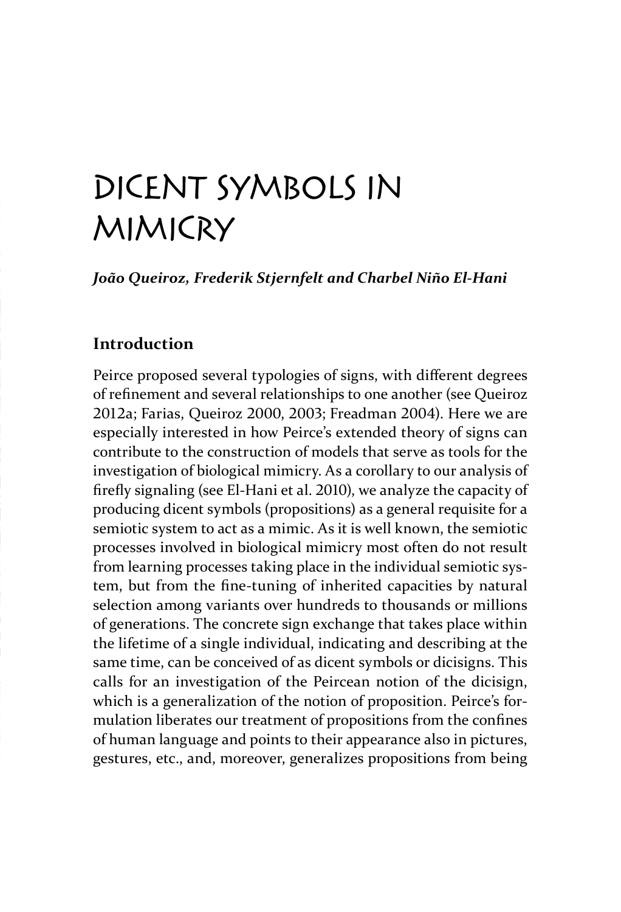# Dicent Symbols in Mimicry

***João Queiroz, Frederik Stjernfelt and Charbel Niño El-Hani***

## Introduction

Peirce proposed several typologies of signs, with different degrees of refinement and several relationships to one another (see Queiroz 2012a; Farias, Queiroz 2000, 2003; Freadman 2004). Here we are especially interested in how Peirce's extended theory of signs can contribute to the construction of models that serve as tools for the investigation of biological mimicry. As a corollary to our analysis of firefly signaling (see El-Hani et al. 2010), we analyze the capacity of producing dicent symbols (propositions) as a general requisite for a semiotic system to act as a mimic. As it is well known, the semiotic processes involved in biological mimicry most often do not result from learning processes taking place in the individual semiotic system, but from the fine-tuning of inherited capacities by natural selection among variants over hundreds to thousands or millions of generations. The concrete sign exchange that takes place within the lifetime of a single individual, indicating and describing at the same time, can be conceived of as dicent symbols or dicisigns. This calls for an investigation of the Peircean notion of the dicisign, which is a generalization of the notion of proposition. Peirce's formulation liberates our treatment of propositions from the confines of human language and points to their appearance also in pictures, gestures, etc., and, moreover, generalizes propositions from being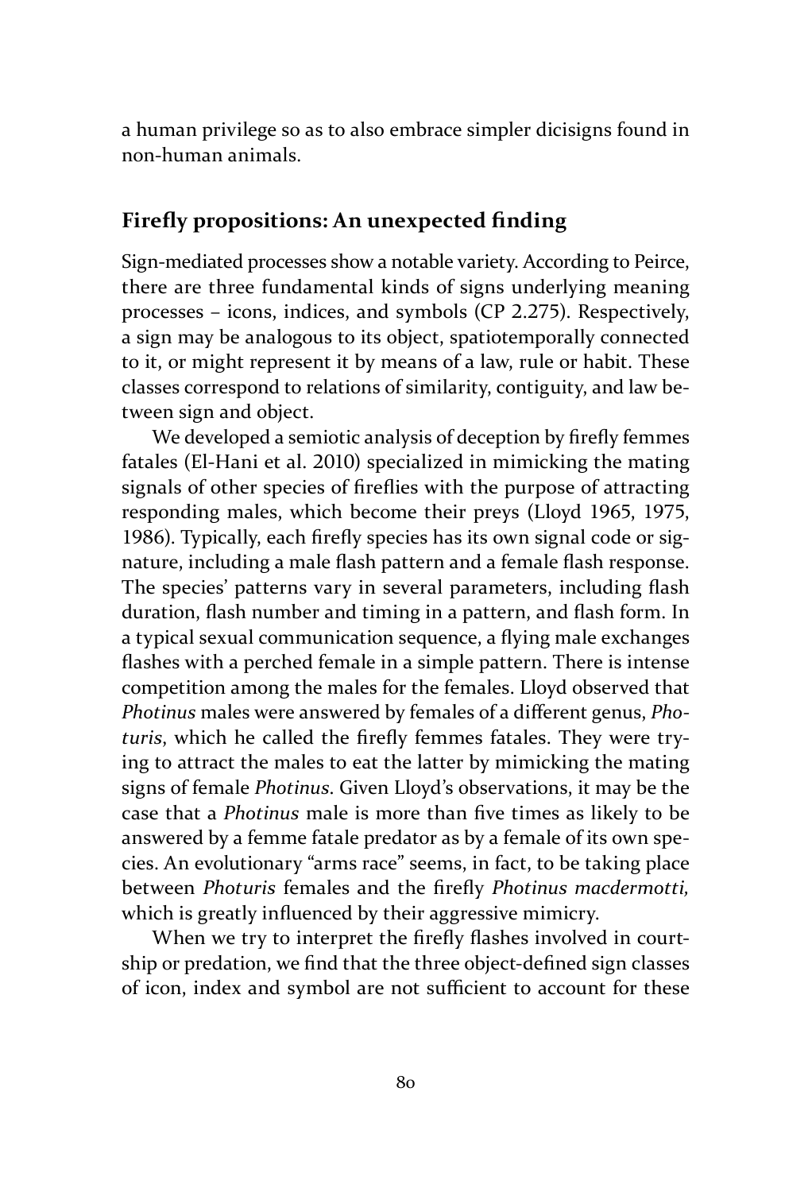a human privilege so as to also embrace simpler dicisigns found in non-human animals.

## Firefly propositions: An unexpected finding

Sign-mediated processes show a notable variety. According to Peirce, there are three fundamental kinds of signs underlying meaning processes – icons, indices, and symbols (CP 2.275). Respectively, a sign may be analogous to its object, spatiotemporally connected to it, or might represent it by means of a law, rule or habit. These classes correspond to relations of similarity, contiguity, and law between sign and object.

We developed a semiotic analysis of deception by firefly femmes fatales (El-Hani et al. 2010) specialized in mimicking the mating signals of other species of fireflies with the purpose of attracting responding males, which become their preys (Lloyd 1965, 1975, 1986). Typically, each firefly species has its own signal code or signature, including a male flash pattern and a female flash response. The species' patterns vary in several parameters, including flash duration, flash number and timing in a pattern, and flash form. In a typical sexual communication sequence, a flying male exchanges flashes with a perched female in a simple pattern. There is intense competition among the males for the females. Lloyd observed that *Photinus* males were answered by females of a different genus, *Photuris*, which he called the firefly femmes fatales. They were trying to attract the males to eat the latter by mimicking the mating signs of female *Photinus*. Given Lloyd's observations, it may be the case that a *Photinus* male is more than five times as likely to be answered by a femme fatale predator as by a female of its own species. An evolutionary "arms race" seems, in fact, to be taking place between *Photuris* females and the firefly *Photinus macdermotti,* which is greatly influenced by their aggressive mimicry.

When we try to interpret the firefly flashes involved in courtship or predation, we find that the three object-defined sign classes of icon, index and symbol are not sufficient to account for these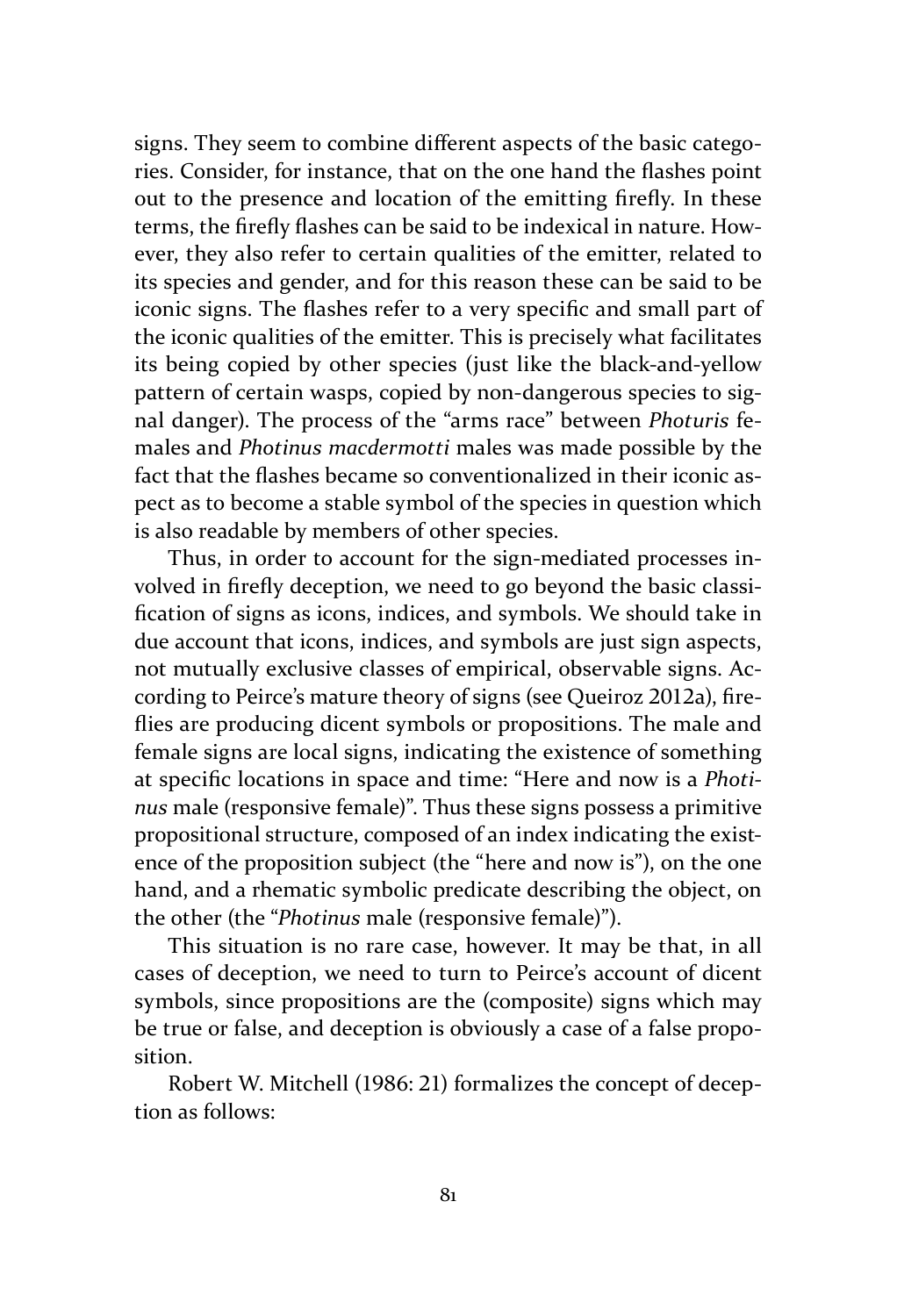signs. They seem to combine different aspects of the basic categories. Consider, for instance, that on the one hand the flashes point out to the presence and location of the emitting firefly. In these terms, the firefly flashes can be said to be indexical in nature. However, they also refer to certain qualities of the emitter, related to its species and gender, and for this reason these can be said to be iconic signs. The flashes refer to a very specific and small part of the iconic qualities of the emitter. This is precisely what facilitates its being copied by other species (just like the black-and-yellow pattern of certain wasps, copied by non-dangerous species to signal danger). The process of the "arms race" between *Photuris* females and *Photinus macdermotti* males was made possible by the fact that the flashes became so conventionalized in their iconic aspect as to become a stable symbol of the species in question which is also readable by members of other species.

Thus, in order to account for the sign-mediated processes involved in firefly deception, we need to go beyond the basic classification of signs as icons, indices, and symbols. We should take in due account that icons, indices, and symbols are just sign aspects, not mutually exclusive classes of empirical, observable signs. According to Peirce's mature theory of signs (see Queiroz 2012a), fireflies are producing dicent symbols or propositions. The male and female signs are local signs, indicating the existence of something at specific locations in space and time: "Here and now is a *Photinus* male (responsive female)". Thus these signs possess a primitive propositional structure, composed of an index indicating the existence of the proposition subject (the "here and now is"), on the one hand, and a rhematic symbolic predicate describing the object, on the other (the "*Photinus* male (responsive female)").

This situation is no rare case, however. It may be that, in all cases of deception, we need to turn to Peirce's account of dicent symbols, since propositions are the (composite) signs which may be true or false, and deception is obviously a case of a false proposition.

Robert W. Mitchell (1986: 21) formalizes the concept of deception as follows: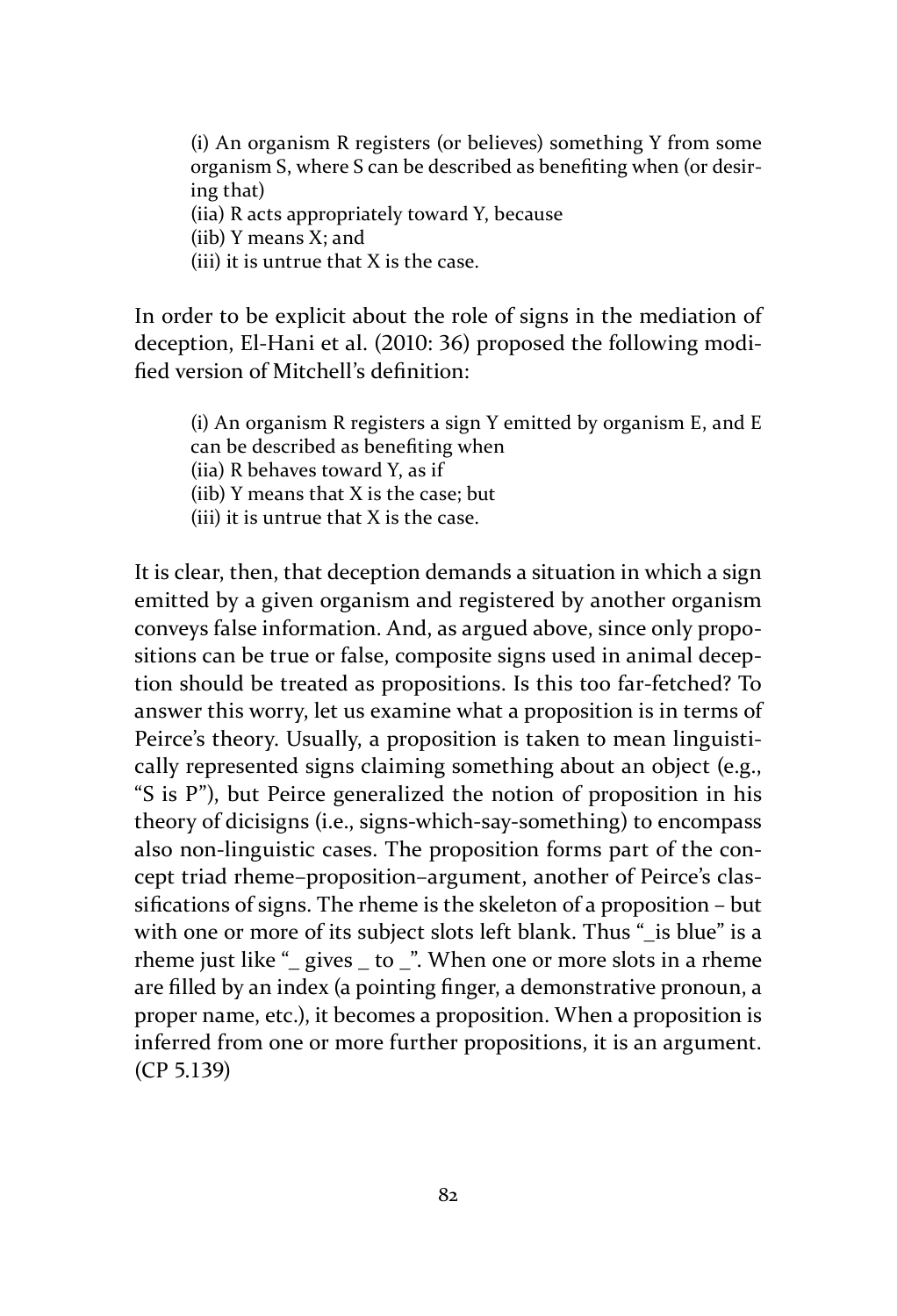(i) An organism R registers (or believes) something Y from some organism S, where S can be described as benefiting when (or desiring that)
(iia) R acts appropriately toward Y, because
(iib) Y means X; and
(iii) it is untrue that X is the case.

In order to be explicit about the role of signs in the mediation of deception, El-Hani et al. (2010: 36) proposed the following modified version of Mitchell's definition:

(i) An organism R registers a sign Y emitted by organism E, and E can be described as benefiting when
(iia) R behaves toward Y, as if
(iib) Y means that X is the case; but
(iii) it is untrue that X is the case.

It is clear, then, that deception demands a situation in which a sign emitted by a given organism and registered by another organism conveys false information. And, as argued above, since only propositions can be true or false, composite signs used in animal deception should be treated as propositions. Is this too far-fetched? To answer this worry, let us examine what a proposition is in terms of Peirce's theory. Usually, a proposition is taken to mean linguistically represented signs claiming something about an object (e.g., "S is P"), but Peirce generalized the notion of proposition in his theory of dicisigns (i.e., signs-which-say-something) to encompass also non-linguistic cases. The proposition forms part of the concept triad rheme–proposition–argument, another of Peirce's classifications of signs. The rheme is the skeleton of a proposition – but with one or more of its subject slots left blank. Thus "_is blue" is a rheme just like "_ gives _ to _". When one or more slots in a rheme are filled by an index (a pointing finger, a demonstrative pronoun, a proper name, etc.), it becomes a proposition. When a proposition is inferred from one or more further propositions, it is an argument. (CP 5.139)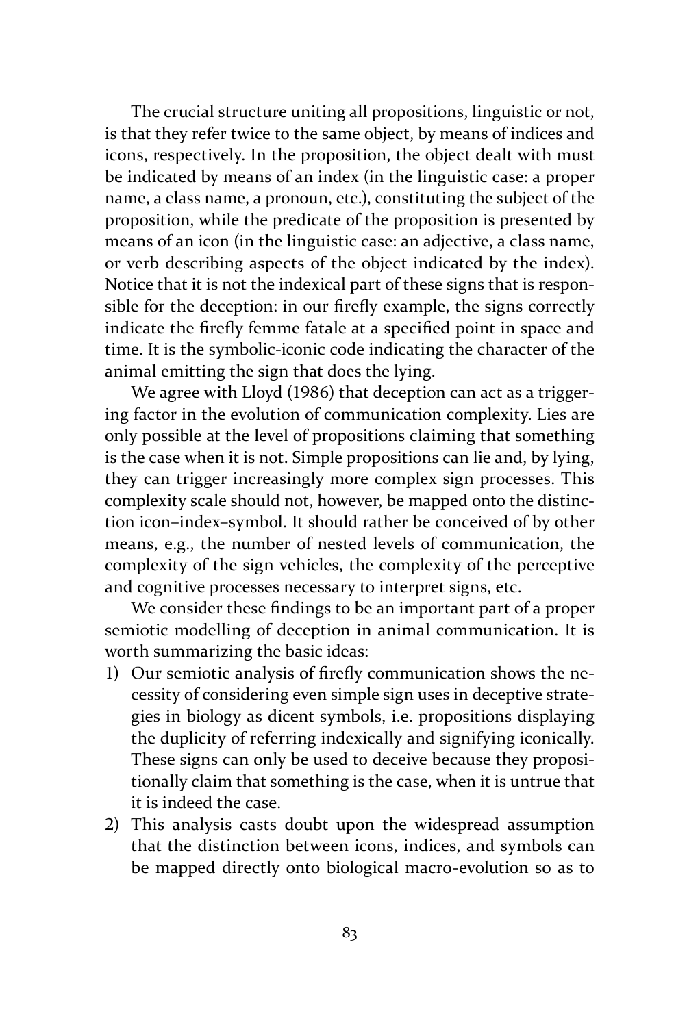The crucial structure uniting all propositions, linguistic or not, is that they refer twice to the same object, by means of indices and icons, respectively. In the proposition, the object dealt with must be indicated by means of an index (in the linguistic case: a proper name, a class name, a pronoun, etc.), constituting the subject of the proposition, while the predicate of the proposition is presented by means of an icon (in the linguistic case: an adjective, a class name, or verb describing aspects of the object indicated by the index). Notice that it is not the indexical part of these signs that is responsible for the deception: in our firefly example, the signs correctly indicate the firefly femme fatale at a specified point in space and time. It is the symbolic-iconic code indicating the character of the animal emitting the sign that does the lying.

We agree with Lloyd (1986) that deception can act as a triggering factor in the evolution of communication complexity. Lies are only possible at the level of propositions claiming that something is the case when it is not. Simple propositions can lie and, by lying, they can trigger increasingly more complex sign processes. This complexity scale should not, however, be mapped onto the distinction icon–index–symbol. It should rather be conceived of by other means, e.g., the number of nested levels of communication, the complexity of the sign vehicles, the complexity of the perceptive and cognitive processes necessary to interpret signs, etc.

We consider these findings to be an important part of a proper semiotic modelling of deception in animal communication. It is worth summarizing the basic ideas:

1) Our semiotic analysis of firefly communication shows the necessity of considering even simple sign uses in deceptive strategies in biology as dicent symbols, i.e. propositions displaying the duplicity of referring indexically and signifying iconically. These signs can only be used to deceive because they propositionally claim that something is the case, when it is untrue that it is indeed the case.
2) This analysis casts doubt upon the widespread assumption that the distinction between icons, indices, and symbols can be mapped directly onto biological macro-evolution so as to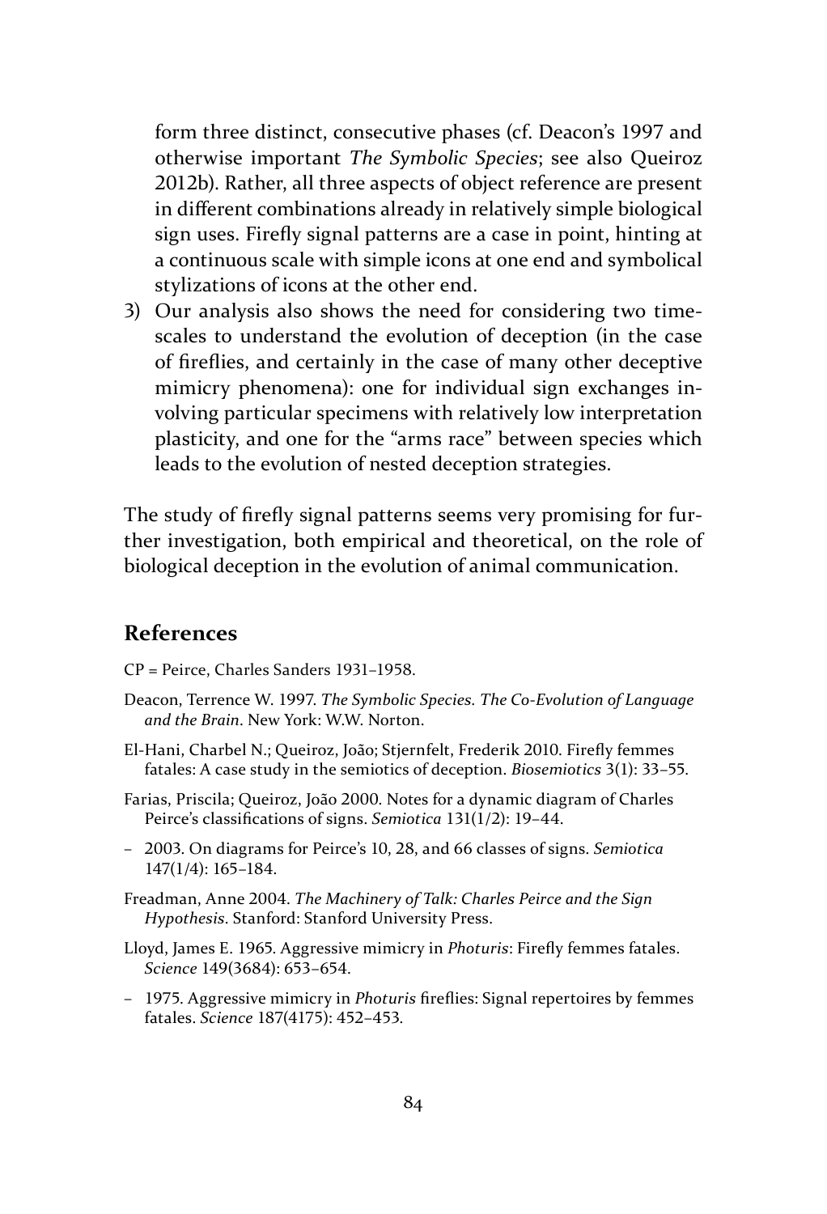form three distinct, consecutive phases (cf. Deacon's 1997 and otherwise important *The Symbolic Species*; see also Queiroz 2012b). Rather, all three aspects of object reference are present in different combinations already in relatively simple biological sign uses. Firefly signal patterns are a case in point, hinting at a continuous scale with simple icons at one end and symbolical stylizations of icons at the other end.

3) Our analysis also shows the need for considering two timescales to understand the evolution of deception (in the case of fireflies, and certainly in the case of many other deceptive mimicry phenomena): one for individual sign exchanges involving particular specimens with relatively low interpretation plasticity, and one for the "arms race" between species which leads to the evolution of nested deception strategies.

The study of firefly signal patterns seems very promising for further investigation, both empirical and theoretical, on the role of biological deception in the evolution of animal communication.

## References

CP = Peirce, Charles Sanders 1931–1958.

Deacon, Terrence W. 1997. *The Symbolic Species. The Co-Evolution of Language and the Brain*. New York: W.W. Norton.

El-Hani, Charbel N.; Queiroz, João; Stjernfelt, Frederik 2010. Firefly femmes fatales: A case study in the semiotics of deception. *Biosemiotics* 3(1): 33–55.

Farias, Priscila; Queiroz, João 2000. Notes for a dynamic diagram of Charles Peirce's classifications of signs. *Semiotica* 131(1/2): 19–44.

– 2003. On diagrams for Peirce's 10, 28, and 66 classes of signs. *Semiotica* 147(1/4): 165–184.

Freadman, Anne 2004. *The Machinery of Talk: Charles Peirce and the Sign Hypothesis*. Stanford: Stanford University Press.

Lloyd, James E. 1965. Aggressive mimicry in *Photuris*: Firefly femmes fatales. *Science* 149(3684): 653–654.

– 1975. Aggressive mimicry in *Photuris* fireflies: Signal repertoires by femmes fatales. *Science* 187(4175): 452–453.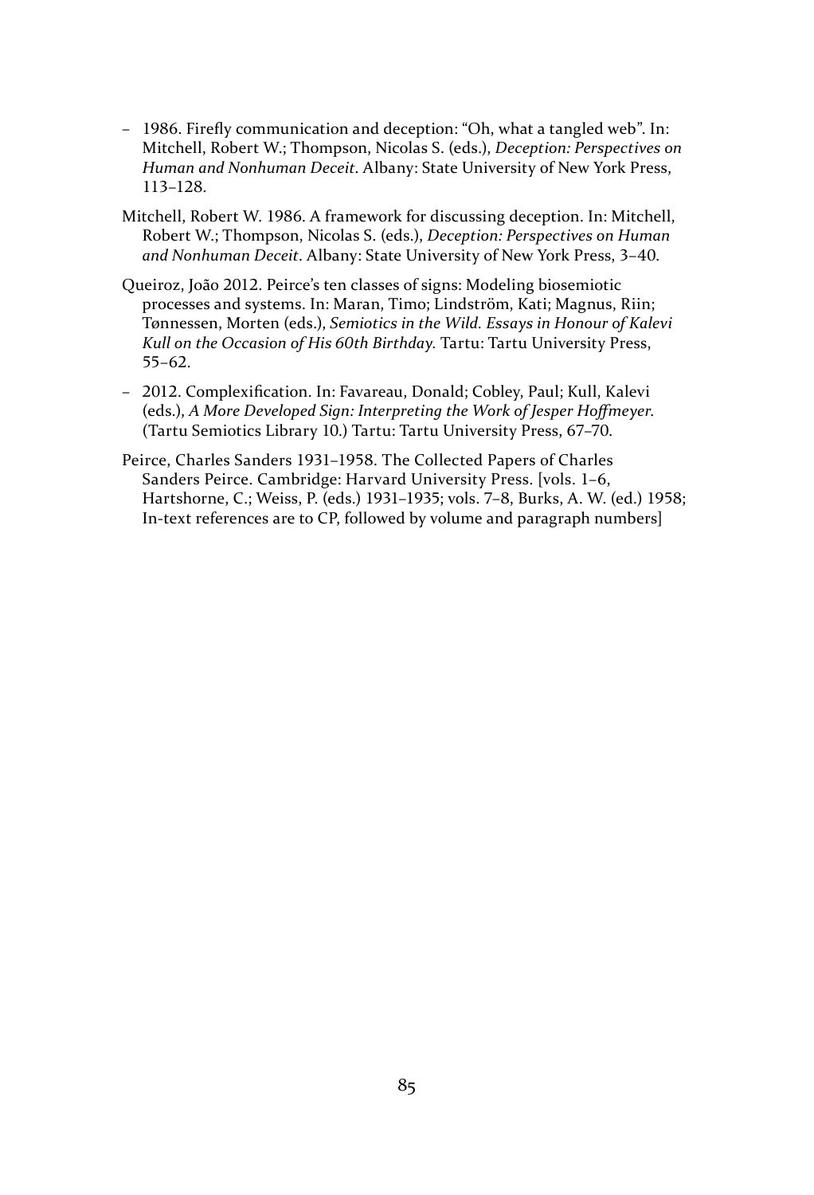– 1986. Firefly communication and deception: "Oh, what a tangled web". In: Mitchell, Robert W.; Thompson, Nicolas S. (eds.), *Deception: Perspectives on Human and Nonhuman Deceit*. Albany: State University of New York Press, 113–128.

Mitchell, Robert W. 1986. A framework for discussing deception. In: Mitchell, Robert W.; Thompson, Nicolas S. (eds.), *Deception: Perspectives on Human and Nonhuman Deceit*. Albany: State University of New York Press, 3–40.

Queiroz, João 2012. Peirce's ten classes of signs: Modeling biosemiotic processes and systems. In: Maran, Timo; Lindström, Kati; Magnus, Riin; Tønnessen, Morten (eds.), *Semiotics in the Wild. Essays in Honour of Kalevi Kull on the Occasion of His 60th Birthday.* Tartu: Tartu University Press, 55–62.

– 2012. Complexification. In: Favareau, Donald; Cobley, Paul; Kull, Kalevi (eds.), *A More Developed Sign: Interpreting the Work of Jesper Hoffmeyer.* (Tartu Semiotics Library 10.) Tartu: Tartu University Press, 67–70.

Peirce, Charles Sanders 1931–1958. The Collected Papers of Charles Sanders Peirce. Cambridge: Harvard University Press. [vols. 1–6, Hartshorne, C.; Weiss, P. (eds.) 1931–1935; vols. 7–8, Burks, A. W. (ed.) 1958; In-text references are to CP, followed by volume and paragraph numbers]